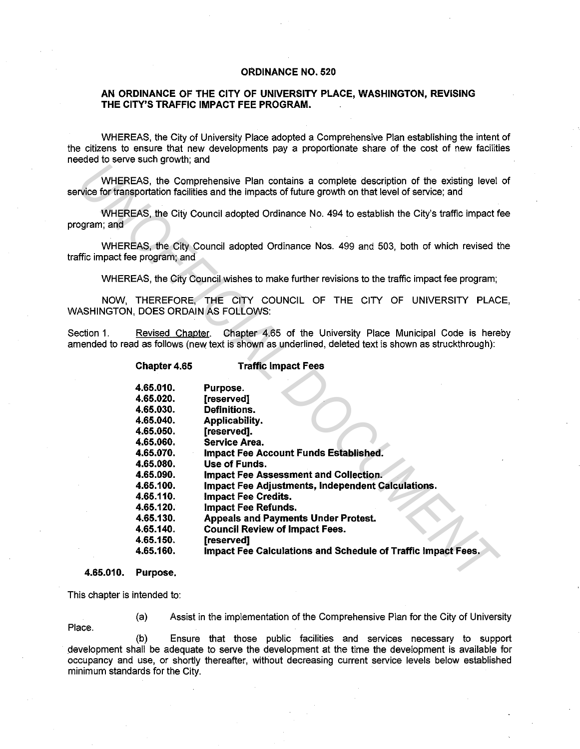# ORDINANCE NO. 520

## AN ORDINANCE OF THE CITY OF UNIVERSITY PLACE, WASHINGTON, REVISING THE CITY'S TRAFFIC IMPACT FEE PROGRAM.

WHEREAS, the City of University Place adopted a Comprehensive Plan establishing the intent of the citizens to ensure that new developments pay a proportionate share of the cost of new facilities needed to serve such growth; and

WHEREAS, the Comprehensive Plan contains a complete description of the existing level of service for transportation facilities and the impacts of future growth on that level of service; and

WHEREAS, the City Council adopted Ordinance No. 494 to establish the City's traffic impact fee program; and

WHEREAS, the City Council adopted Ordinance Nos. 499 and 503, both of which revised the traffic impact fee program; and

WHEREAS, the City Council wishes to make further revisions to the traffic impact fee program;

NOW, THEREFORE, THE CITY COUNCIL OF THE CITY OF UNIVERSITY PLACE, WASHINGTON, DOES ORDAIN AS FOLLOWS:

Section 1. Revised Chapter. Chapter 4.65 of the University Place Municipal Code is hereby amended to read as follows (new text is shown as underlined, deleted text is shown as struckthrough):

**Chapter 4.65 Traffic Impact Fees**

| | |
|---|---|
| **4.65.010.** | **Purpose.** |
| **4.65.020.** | **[reserved]** |
| **4.65.030.** | **Definitions.** |
| **4.65.040.** | **Applicability.** |
| **4.65.050.** | **[reserved].** |
| **4.65.060.** | **Service Area.** |
| **4.65.070.** | **Impact Fee Account Funds Established.** |
| **4.65.080.** | **Use of Funds.** |
| **4.65.090.** | **Impact Fee Assessment and Collection.** |
| **4.65.100.** | **Impact Fee Adjustments, Independent Calculations.** |
| **4.65.110.** | **Impact Fee Credits.** |
| **4.65.120.** | **Impact Fee Refunds.** |
| **4.65.130.** | **Appeals and Payments Under Protest.** |
| **4.65.140.** | **Council Review of Impact Fees.** |
| **4.65.150.** | **[reserved]** |
| **4.65.160.** | **Impact Fee Calculations and Schedule of Traffic Impact Fees.** |

**4.65.010. Purpose.**

This chapter is intended to:

(a) Assist in the implementation of the Comprehensive Plan for the City of University Place.

(b) Ensure that those public facilities and services necessary to support development shall be adequate to serve the development at the time the development is available for occupancy and use, or shortly thereafter, without decreasing current service levels below established minimum standards for the City.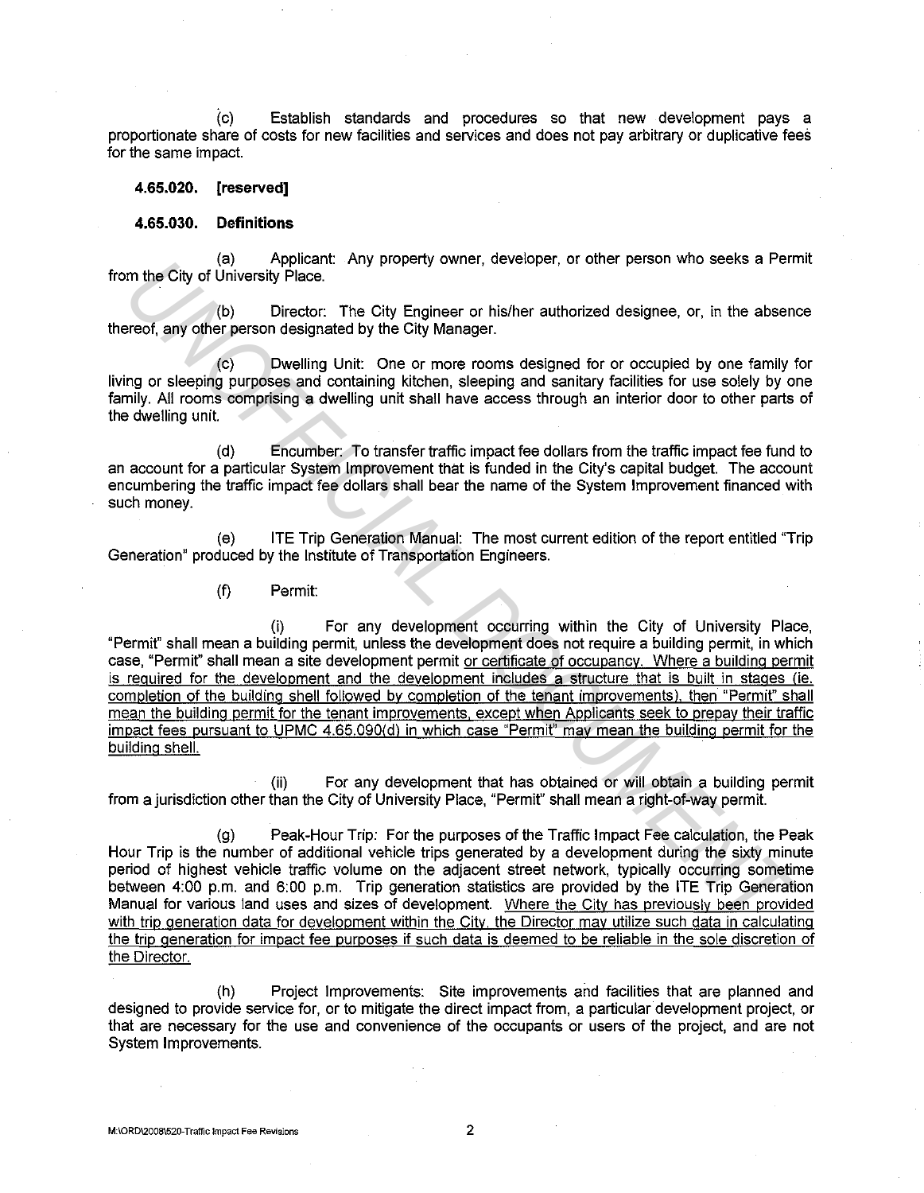(c) Establish standards and procedures so that new development pays a proportionate share of costs for new facilities and services and does not pay arbitrary or duplicative fees for the same impact.

**4.65.020. [reserved]**

**4.65.030. Definitions**

(a) Applicant: Any property owner, developer, or other person who seeks a Permit from the City of University Place.

(b) Director: The City Engineer or his/her authorized designee, or, in the absence thereof, any other person designated by the City Manager.

(c) Dwelling Unit: One or more rooms designed for or occupied by one family for living or sleeping purposes and containing kitchen, sleeping and sanitary facilities for use solely by one family. All rooms comprising a dwelling unit shall have access through an interior door to other parts of the dwelling unit.

(d) Encumber: To transfer traffic impact fee dollars from the traffic impact fee fund to an account for a particular System Improvement that is funded in the City's capital budget. The account encumbering the traffic impact fee dollars shall bear the name of the System Improvement financed with such money.

(e) ITE Trip Generation Manual: The most current edition of the report entitled "Trip Generation" produced by the Institute of Transportation Engineers.

(f) Permit:

(i) For any development occurring within the City of University Place, "Permit" shall mean a building permit, unless the development does not require a building permit, in which case, "Permit" shall mean a site development permit <u>or certificate of occupancy. Where a building permit is required for the development and the development includes a structure that is built in stages (ie. completion of the building shell followed by completion of the tenant improvements), then "Permit" shall mean the building permit for the tenant improvements, except when Applicants seek to prepay their traffic impact fees pursuant to UPMC 4.65.090(d) in which case "Permit" may mean the building permit for the building shell.</u>

(ii) For any development that has obtained or will obtain a building permit from a jurisdiction other than the City of University Place, "Permit" shall mean a right-of-way permit.

(g) Peak-Hour Trip: For the purposes of the Traffic Impact Fee calculation, the Peak Hour Trip is the number of additional vehicle trips generated by a development during the sixty minute period of highest vehicle traffic volume on the adjacent street network, typically occurring sometime between 4:00 p.m. and 6:00 p.m. Trip generation statistics are provided by the ITE Trip Generation Manual for various land uses and sizes of development. <u>Where the City has previously been provided with trip generation data for development within the City, the Director may utilize such data in calculating the trip generation for impact fee purposes if such data is deemed to be reliable in the sole discretion of the Director.</u>

(h) Project Improvements: Site improvements and facilities that are planned and designed to provide service for, or to mitigate the direct impact from, a particular development project, or that are necessary for the use and convenience of the occupants or users of the project, and are not System Improvements.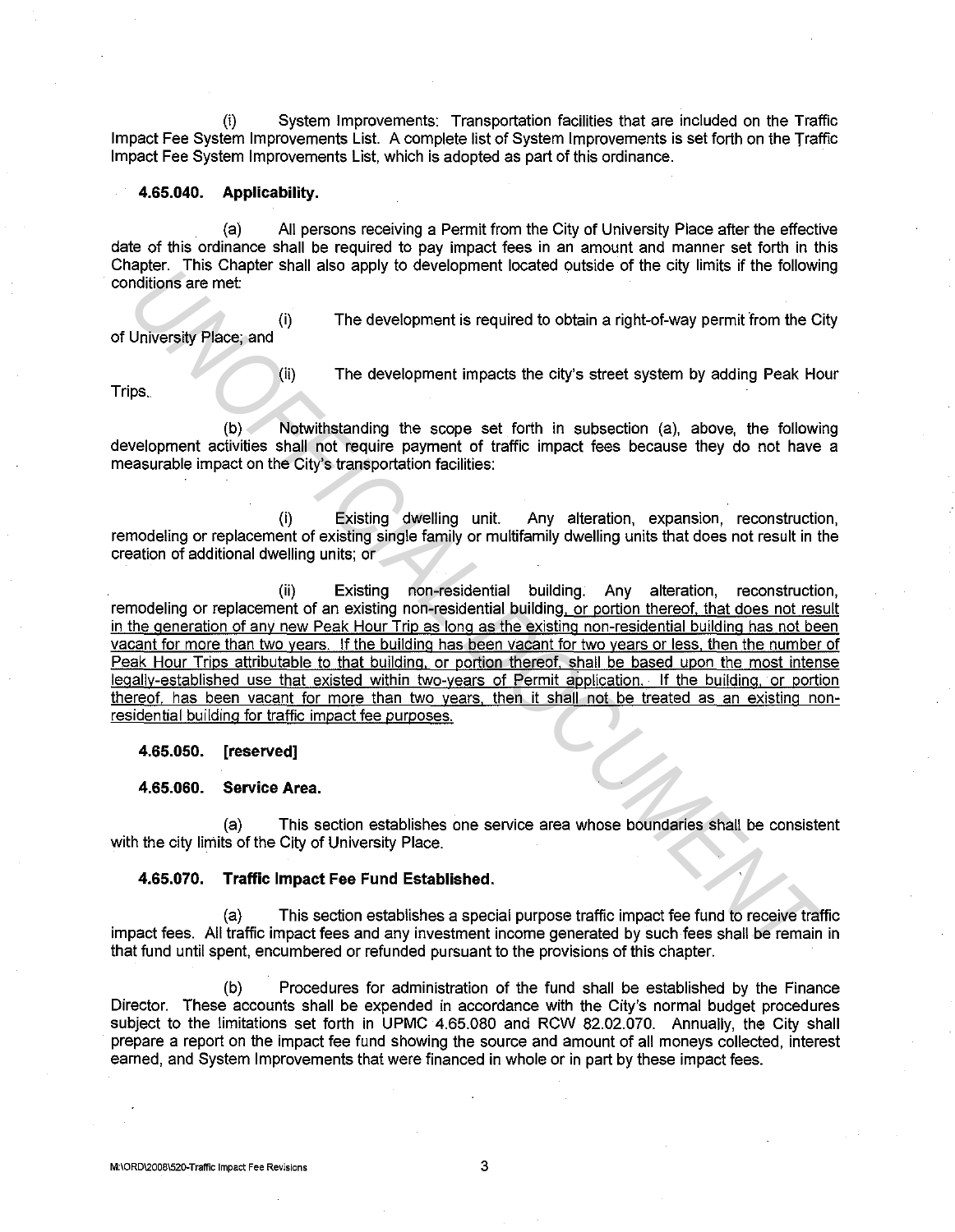(i) System Improvements: Transportation facilities that are included on the Traffic Impact Fee System Improvements List. A complete list of System Improvements is set forth on the Traffic Impact Fee System Improvements List, which is adopted as part of this ordinance.

**4.65.040. Applicability.**

(a) All persons receiving a Permit from the City of University Place after the effective date of this ordinance shall be required to pay impact fees in an amount and manner set forth in this Chapter. This Chapter shall also apply to development located outside of the city limits if the following conditions are met:

(i) The development is required to obtain a right-of-way permit from the City of University Place; and

(ii) The development impacts the city's street system by adding Peak Hour Trips.

(b) Notwithstanding the scope set forth in subsection (a), above, the following development activities shall not require payment of traffic impact fees because they do not have a measurable impact on the City's transportation facilities:

(i) Existing dwelling unit. Any alteration, expansion, reconstruction, remodeling or replacement of existing single family or multifamily dwelling units that does not result in the creation of additional dwelling units; or

(ii) Existing non-residential building. Any alteration, reconstruction, remodeling or replacement of an existing non-residential building, or portion thereof, that does not result in the generation of any new Peak Hour Trip as long as the existing non-residential building has not been vacant for more than two years. If the building has been vacant for two years or less, then the number of Peak Hour Trips attributable to that building, or portion thereof, shall be based upon the most intense legally-established use that existed within two-years of Permit application. If the building, or portion thereof, has been vacant for more than two years, then it shall not be treated as an existing non-residential building for traffic impact fee purposes.

**4.65.050. [reserved]**

**4.65.060. Service Area.**

(a) This section establishes one service area whose boundaries shall be consistent with the city limits of the City of University Place.

**4.65.070. Traffic Impact Fee Fund Established.**

(a) This section establishes a special purpose traffic impact fee fund to receive traffic impact fees. All traffic impact fees and any investment income generated by such fees shall be remain in that fund until spent, encumbered or refunded pursuant to the provisions of this chapter.

(b) Procedures for administration of the fund shall be established by the Finance Director. These accounts shall be expended in accordance with the City's normal budget procedures subject to the limitations set forth in UPMC 4.65.080 and RCW 82.02.070. Annually, the City shall prepare a report on the impact fee fund showing the source and amount of all moneys collected, interest earned, and System Improvements that were financed in whole or in part by these impact fees.

M:\ORD\2008\520-Traffic Impact Fee Revisions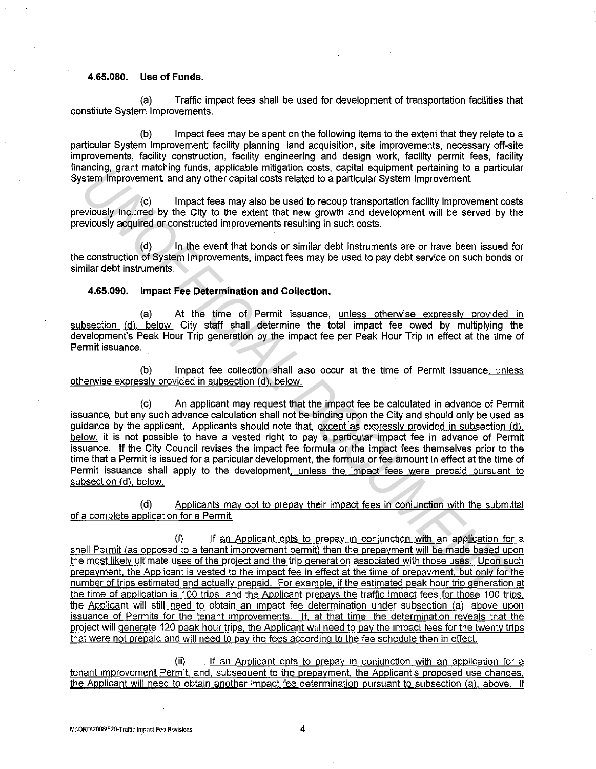**4.65.080. Use of Funds.**

(a) Traffic impact fees shall be used for development of transportation facilities that constitute System Improvements.

(b) Impact fees may be spent on the following items to the extent that they relate to a particular System Improvement: facility planning, land acquisition, site improvements, necessary off-site improvements, facility construction, facility engineering and design work, facility permit fees, facility financing, grant matching funds, applicable mitigation costs, capital equipment pertaining to a particular System Improvement, and any other capital costs related to a particular System Improvement.

(c) Impact fees may also be used to recoup transportation facility improvement costs previously incurred by the City to the extent that new growth and development will be served by the previously acquired or constructed improvements resulting in such costs.

(d) In the event that bonds or similar debt instruments are or have been issued for the construction of System Improvements, impact fees may be used to pay debt service on such bonds or similar debt instruments.

**4.65.090. Impact Fee Determination and Collection.**

(a) At the time of Permit issuance, <u>unless otherwise expressly provided in subsection (d), below,</u> City staff shall determine the total impact fee owed by multiplying the development's Peak Hour Trip generation by the impact fee per Peak Hour Trip in effect at the time of Permit issuance.

(b) Impact fee collection shall also occur at the time of Permit issuance<u>, unless otherwise expressly provided in subsection (d), below.</u>

(c) An applicant may request that the impact fee be calculated in advance of Permit issuance, but any such advance calculation shall not be binding upon the City and should only be used as guidance by the applicant. Applicants should note that, <u>except as expressly provided in subsection (d), below,</u> it is not possible to have a vested right to pay a particular impact fee in advance of Permit issuance. If the City Council revises the impact fee formula or the impact fees themselves prior to the time that a Permit is issued for a particular development, the formula or fee amount in effect at the time of Permit issuance shall apply to the development<u>, unless the impact fees were prepaid pursuant to subsection (d), below.</u>

(d) <u>Applicants may opt to prepay their impact fees in conjunction with the submittal of a complete application for a Permit.</u>

(i) <u>If an Applicant opts to prepay in conjunction with an application for a shell Permit (as opposed to a tenant improvement permit) then the prepayment will be made based upon the most likely ultimate uses of the project and the trip generation associated with those uses. Upon such prepayment, the Applicant is vested to the impact fee in effect at the time of prepayment, but only for the number of trips estimated and actually prepaid. For example, if the estimated peak hour trip generation at the time of application is 100 trips, and the Applicant prepays the traffic impact fees for those 100 trips, the Applicant will still need to obtain an impact fee determination under subsection (a), above upon issuance of Permits for the tenant improvements. If, at that time, the determination reveals that the project will generate 120 peak hour trips, the Applicant will need to pay the impact fees for the twenty trips that were not prepaid and will need to pay the fees according to the fee schedule then in effect.</u>

(ii) <u>If an Applicant opts to prepay in conjunction with an application for a tenant improvement Permit, and, subsequent to the prepayment, the Applicant's proposed use changes, the Applicant will need to obtain another impact fee determination pursuant to subsection (a), above. If</u>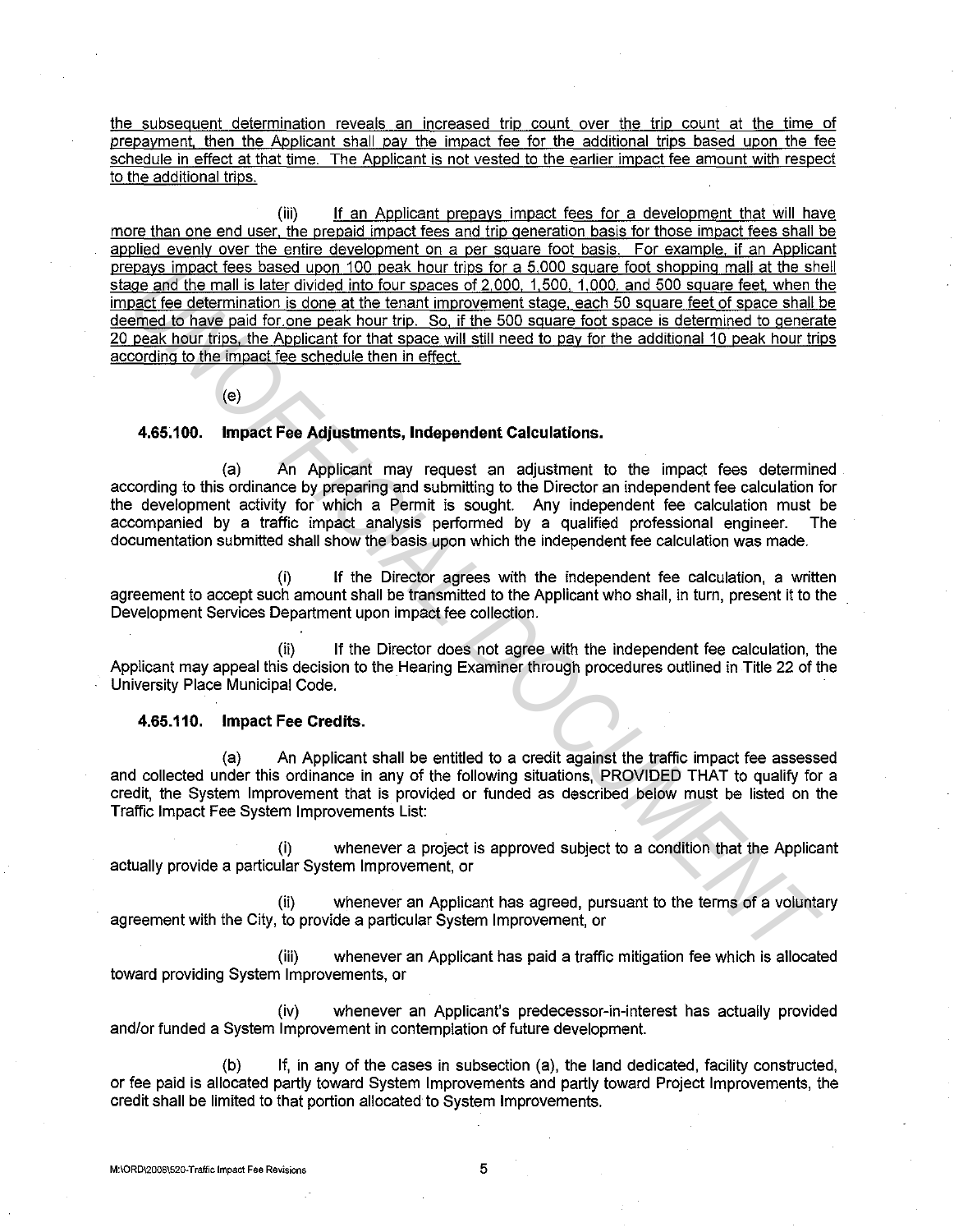the subsequent determination reveals an increased trip count over the trip count at the time of prepayment, then the Applicant shall pay the impact fee for the additional trips based upon the fee schedule in effect at that time. The Applicant is not vested to the earlier impact fee amount with respect to the additional trips.

(iii) If an Applicant prepays impact fees for a development that will have more than one end user, the prepaid impact fees and trip generation basis for those impact fees shall be applied evenly over the entire development on a per square foot basis. For example, if an Applicant prepays impact fees based upon 100 peak hour trips for a 5,000 square foot shopping mall at the shell stage and the mall is later divided into four spaces of 2,000, 1,500, 1,000, and 500 square feet, when the impact fee determination is done at the tenant improvement stage, each 50 square feet of space shall be deemed to have paid for one peak hour trip. So, if the 500 square foot space is determined to generate 20 peak hour trips, the Applicant for that space will still need to pay for the additional 10 peak hour trips according to the impact fee schedule then in effect.

(e)

**4.65.100. Impact Fee Adjustments, Independent Calculations.**

(a) An Applicant may request an adjustment to the impact fees determined according to this ordinance by preparing and submitting to the Director an independent fee calculation for the development activity for which a Permit is sought. Any independent fee calculation must be accompanied by a traffic impact analysis performed by a qualified professional engineer. The documentation submitted shall show the basis upon which the independent fee calculation was made.

(i) If the Director agrees with the independent fee calculation, a written agreement to accept such amount shall be transmitted to the Applicant who shall, in turn, present it to the Development Services Department upon impact fee collection.

(ii) If the Director does not agree with the independent fee calculation, the Applicant may appeal this decision to the Hearing Examiner through procedures outlined in Title 22 of the University Place Municipal Code.

**4.65.110. Impact Fee Credits.**

(a) An Applicant shall be entitled to a credit against the traffic impact fee assessed and collected under this ordinance in any of the following situations, PROVIDED THAT to qualify for a credit, the System Improvement that is provided or funded as described below must be listed on the Traffic Impact Fee System Improvements List:

(i) whenever a project is approved subject to a condition that the Applicant actually provide a particular System Improvement, or

(ii) whenever an Applicant has agreed, pursuant to the terms of a voluntary agreement with the City, to provide a particular System Improvement, or

(iii) whenever an Applicant has paid a traffic mitigation fee which is allocated toward providing System Improvements, or

(iv) whenever an Applicant's predecessor-in-interest has actually provided and/or funded a System Improvement in contemplation of future development.

(b) If, in any of the cases in subsection (a), the land dedicated, facility constructed, or fee paid is allocated partly toward System Improvements and partly toward Project Improvements, the credit shall be limited to that portion allocated to System Improvements.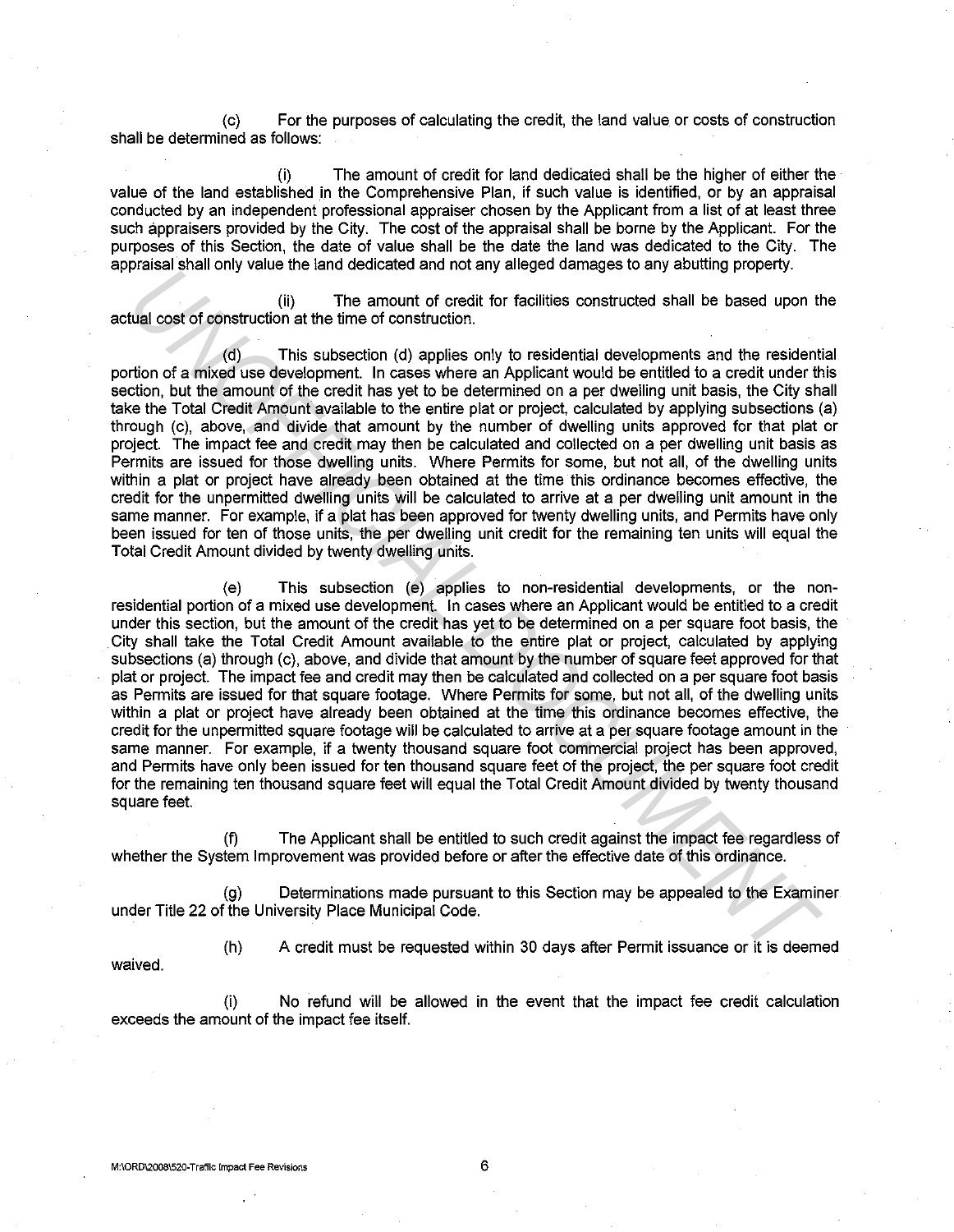(c) For the purposes of calculating the credit, the land value or costs of construction shall be determined as follows:

(i) The amount of credit for land dedicated shall be the higher of either the value of the land established in the Comprehensive Plan, if such value is identified, or by an appraisal conducted by an independent professional appraiser chosen by the Applicant from a list of at least three such appraisers provided by the City. The cost of the appraisal shall be borne by the Applicant. For the purposes of this Section, the date of value shall be the date the land was dedicated to the City. The appraisal shall only value the land dedicated and not any alleged damages to any abutting property.

(ii) The amount of credit for facilities constructed shall be based upon the actual cost of construction at the time of construction.

(d) This subsection (d) applies only to residential developments and the residential portion of a mixed use development. In cases where an Applicant would be entitled to a credit under this section, but the amount of the credit has yet to be determined on a per dwelling unit basis, the City shall take the Total Credit Amount available to the entire plat or project, calculated by applying subsections (a) through (c), above, and divide that amount by the number of dwelling units approved for that plat or project. The impact fee and credit may then be calculated and collected on a per dwelling unit basis as Permits are issued for those dwelling units. Where Permits for some, but not all, of the dwelling units within a plat or project have already been obtained at the time this ordinance becomes effective, the credit for the unpermitted dwelling units will be calculated to arrive at a per dwelling unit amount in the same manner. For example, if a plat has been approved for twenty dwelling units, and Permits have only been issued for ten of those units, the per dwelling unit credit for the remaining ten units will equal the Total Credit Amount divided by twenty dwelling units.

(e) This subsection (e) applies to non-residential developments, or the non-residential portion of a mixed use development. In cases where an Applicant would be entitled to a credit under this section, but the amount of the credit has yet to be determined on a per square foot basis, the City shall take the Total Credit Amount available to the entire plat or project, calculated by applying subsections (a) through (c), above, and divide that amount by the number of square feet approved for that plat or project. The impact fee and credit may then be calculated and collected on a per square foot basis as Permits are issued for that square footage. Where Permits for some, but not all, of the dwelling units within a plat or project have already been obtained at the time this ordinance becomes effective, the credit for the unpermitted square footage will be calculated to arrive at a per square footage amount in the same manner. For example, if a twenty thousand square foot commercial project has been approved, and Permits have only been issued for ten thousand square feet of the project, the per square foot credit for the remaining ten thousand square feet will equal the Total Credit Amount divided by twenty thousand square feet.

(f) The Applicant shall be entitled to such credit against the impact fee regardless of whether the System Improvement was provided before or after the effective date of this ordinance.

(g) Determinations made pursuant to this Section may be appealed to the Examiner under Title 22 of the University Place Municipal Code.

(h) A credit must be requested within 30 days after Permit issuance or it is deemed waived.

(i) No refund will be allowed in the event that the impact fee credit calculation exceeds the amount of the impact fee itself.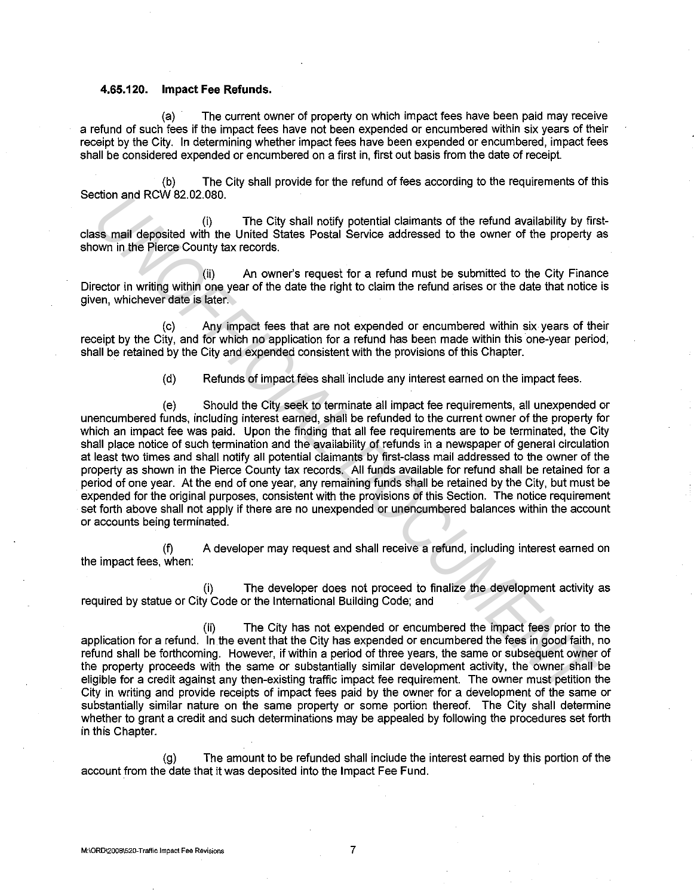**4.65.120. Impact Fee Refunds.**

(a) The current owner of property on which impact fees have been paid may receive a refund of such fees if the impact fees have not been expended or encumbered within six years of their receipt by the City. In determining whether impact fees have been expended or encumbered, impact fees shall be considered expended or encumbered on a first in, first out basis from the date of receipt.

(b) The City shall provide for the refund of fees according to the requirements of this Section and RCW 82.02.080.

(i) The City shall notify potential claimants of the refund availability by first-class mail deposited with the United States Postal Service addressed to the owner of the property as shown in the Pierce County tax records.

(ii) An owner's request for a refund must be submitted to the City Finance Director in writing within one year of the date the right to claim the refund arises or the date that notice is given, whichever date is later.

(c) Any impact fees that are not expended or encumbered within six years of their receipt by the City, and for which no application for a refund has been made within this one-year period, shall be retained by the City and expended consistent with the provisions of this Chapter.

(d) Refunds of impact fees shall include any interest earned on the impact fees.

(e) Should the City seek to terminate all impact fee requirements, all unexpended or unencumbered funds, including interest earned, shall be refunded to the current owner of the property for which an impact fee was paid. Upon the finding that all fee requirements are to be terminated, the City shall place notice of such termination and the availability of refunds in a newspaper of general circulation at least two times and shall notify all potential claimants by first-class mail addressed to the owner of the property as shown in the Pierce County tax records. All funds available for refund shall be retained for a period of one year. At the end of one year, any remaining funds shall be retained by the City, but must be expended for the original purposes, consistent with the provisions of this Section. The notice requirement set forth above shall not apply if there are no unexpended or unencumbered balances within the account or accounts being terminated.

(f) A developer may request and shall receive a refund, including interest earned on the impact fees, when:

(i) The developer does not proceed to finalize the development activity as required by statue or City Code or the International Building Code; and

(ii) The City has not expended or encumbered the impact fees prior to the application for a refund. In the event that the City has expended or encumbered the fees in good faith, no refund shall be forthcoming. However, if within a period of three years, the same or subsequent owner of the property proceeds with the same or substantially similar development activity, the owner shall be eligible for a credit against any then-existing traffic impact fee requirement. The owner must petition the City in writing and provide receipts of impact fees paid by the owner for a development of the same or substantially similar nature on the same property or some portion thereof. The City shall determine whether to grant a credit and such determinations may be appealed by following the procedures set forth in this Chapter.

(g) The amount to be refunded shall include the interest earned by this portion of the account from the date that it was deposited into the Impact Fee Fund.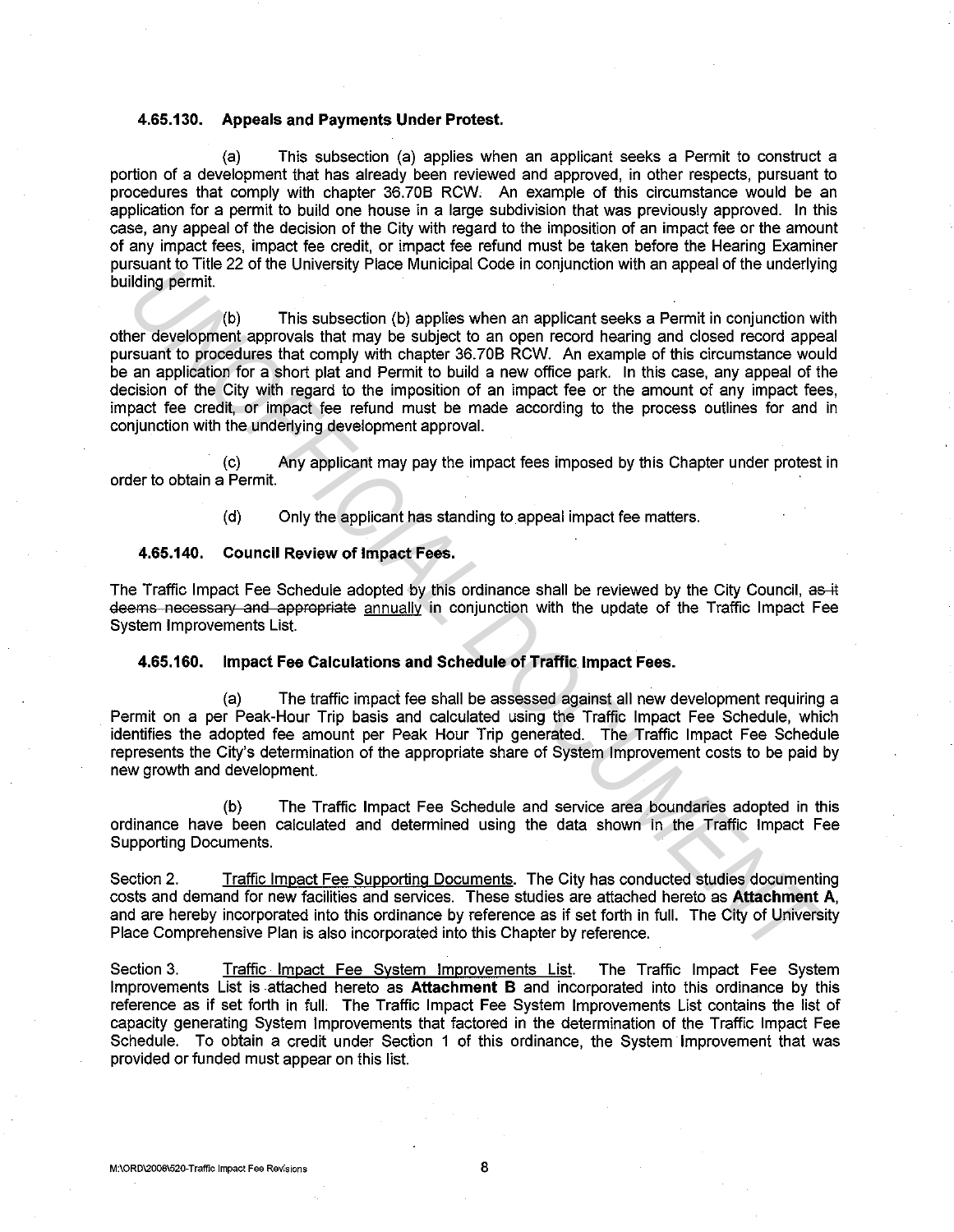### 4.65.130. Appeals and Payments Under Protest.

(a) This subsection (a) applies when an applicant seeks a Permit to construct a portion of a development that has already been reviewed and approved, in other respects, pursuant to procedures that comply with chapter 36.70B RCW. An example of this circumstance would be an application for a permit to build one house in a large subdivision that was previously approved. In this case, any appeal of the decision of the City with regard to the imposition of an impact fee or the amount of any impact fees, impact fee credit, or impact fee refund must be taken before the Hearing Examiner pursuant to Title 22 of the University Place Municipal Code in conjunction with an appeal of the underlying building permit.

(b) This subsection (b) applies when an applicant seeks a Permit in conjunction with other development approvals that may be subject to an open record hearing and closed record appeal pursuant to procedures that comply with chapter 36.70B RCW. An example of this circumstance would be an application for a short plat and Permit to build a new office park. In this case, any appeal of the decision of the City with regard to the imposition of an impact fee or the amount of any impact fees, impact fee credit, or impact fee refund must be made according to the process outlines for and in conjunction with the underlying development approval.

(c) Any applicant may pay the impact fees imposed by this Chapter under protest in order to obtain a Permit.

(d) Only the applicant has standing to appeal impact fee matters.

### 4.65.140. Council Review of Impact Fees.

The Traffic Impact Fee Schedule adopted by this ordinance shall be reviewed by the City Council, ~~as it deems necessary and appropriate~~ annually in conjunction with the update of the Traffic Impact Fee System Improvements List.

### 4.65.160. Impact Fee Calculations and Schedule of Traffic Impact Fees.

(a) The traffic impact fee shall be assessed against all new development requiring a Permit on a per Peak-Hour Trip basis and calculated using the Traffic Impact Fee Schedule, which identifies the adopted fee amount per Peak Hour Trip generated. The Traffic Impact Fee Schedule represents the City's determination of the appropriate share of System Improvement costs to be paid by new growth and development.

(b) The Traffic Impact Fee Schedule and service area boundaries adopted in this ordinance have been calculated and determined using the data shown in the Traffic Impact Fee Supporting Documents.

Section 2. Traffic Impact Fee Supporting Documents. The City has conducted studies documenting costs and demand for new facilities and services. These studies are attached hereto as **Attachment A**, and are hereby incorporated into this ordinance by reference as if set forth in full. The City of University Place Comprehensive Plan is also incorporated into this Chapter by reference.

Section 3. Traffic Impact Fee System Improvements List. The Traffic Impact Fee System Improvements List is attached hereto as **Attachment B** and incorporated into this ordinance by this reference as if set forth in full. The Traffic Impact Fee System Improvements List contains the list of capacity generating System Improvements that factored in the determination of the Traffic Impact Fee Schedule. To obtain a credit under Section 1 of this ordinance, the System Improvement that was provided or funded must appear on this list.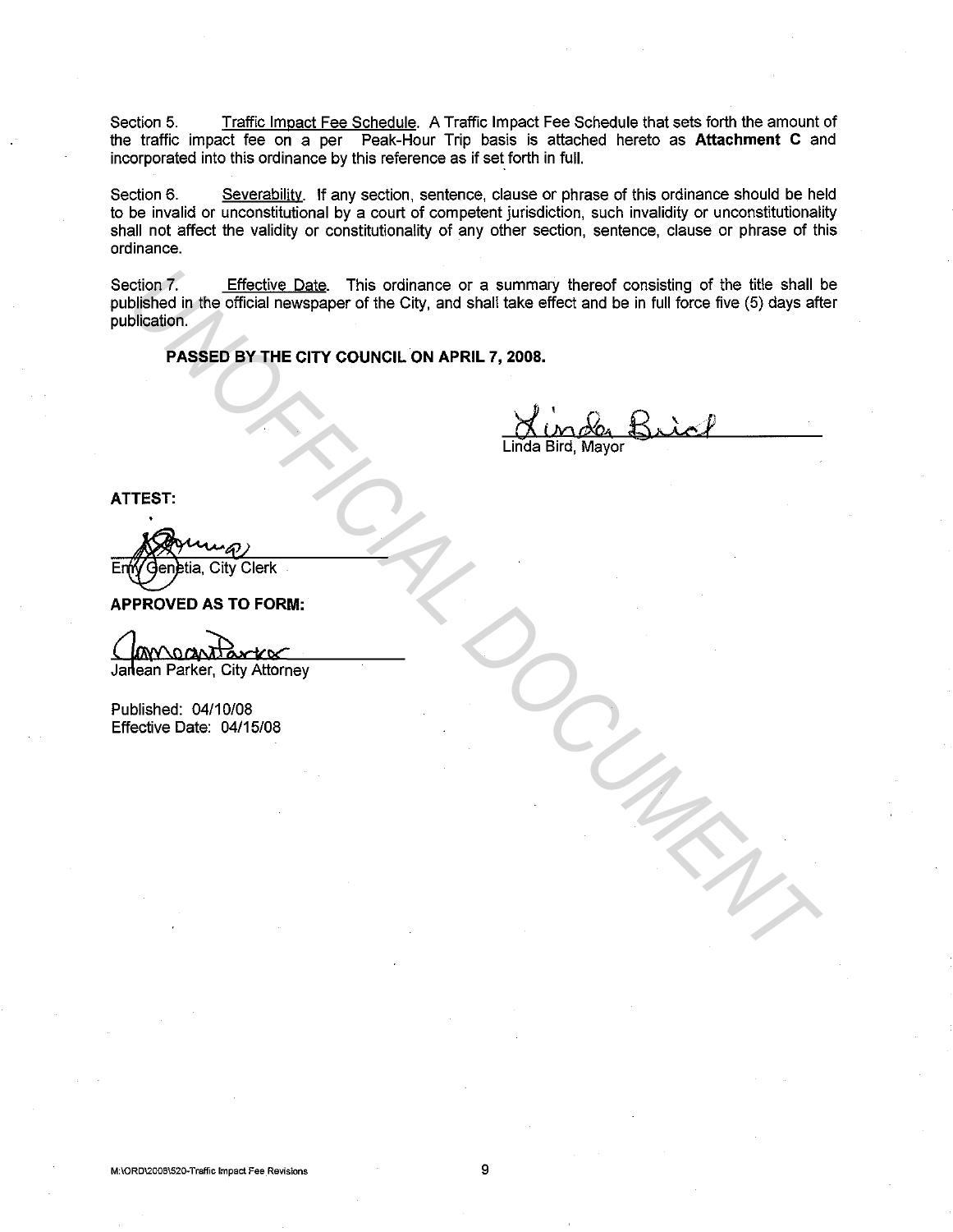Section 5. Traffic Impact Fee Schedule. A Traffic Impact Fee Schedule that sets forth the amount of the traffic impact fee on a per Peak-Hour Trip basis is attached hereto as **Attachment C** and incorporated into this ordinance by this reference as if set forth in full.

Section 6. Severability. If any section, sentence, clause or phrase of this ordinance should be held to be invalid or unconstitutional by a court of competent jurisdiction, such invalidity or unconstitutionality shall not affect the validity or constitutionality of any other section, sentence, clause or phrase of this ordinance.

Section 7. Effective Date. This ordinance or a summary thereof consisting of the title shall be published in the official newspaper of the City, and shall take effect and be in full force five (5) days after publication.

**PASSED BY THE CITY COUNCIL ON APRIL 7, 2008.**

Linda Bird

Linda Bird, Mayor

**ATTEST:**

Emy Genetia, City Clerk

**APPROVED AS TO FORM:**

Janean Parker, City Attorney

Published: 04/10/08
Effective Date: 04/15/08

UNOFFICIAL DOCUMENT

M:\ORD\2008\520-Traffic Impact Fee Revisions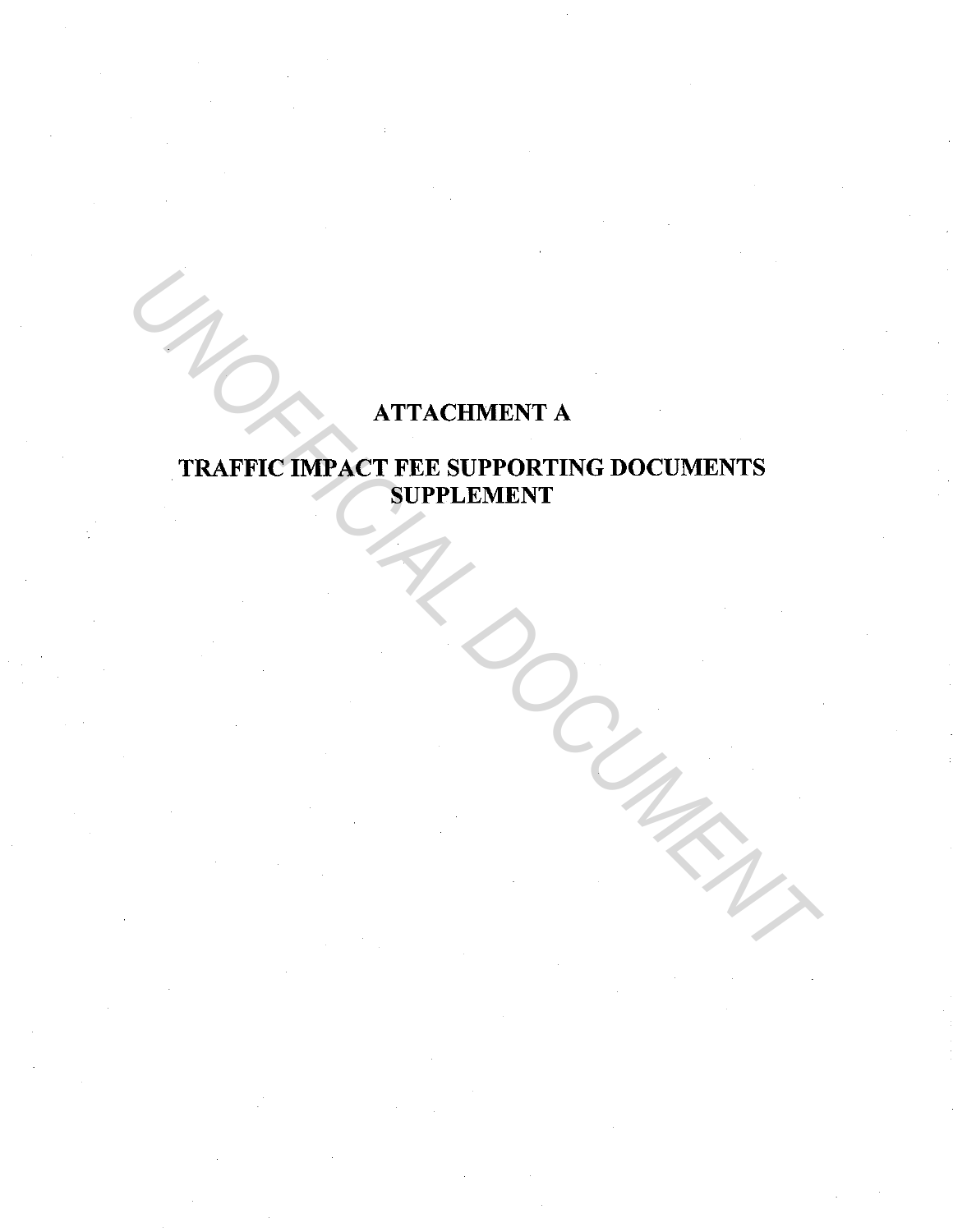# ATTACHMENT A

# TRAFFIC IMPACT FEE SUPPORTING DOCUMENTS SUPPLEMENT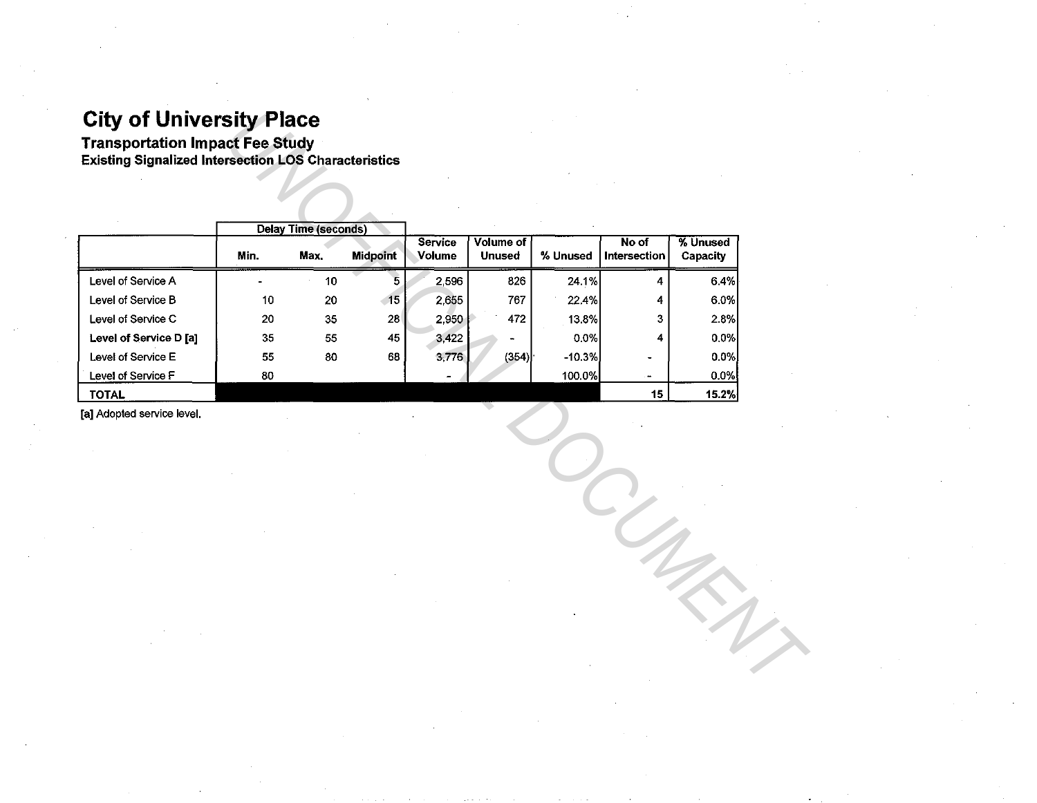# City of University Place

## Transportation Impact Fee Study

### Existing Signalized Intersection LOS Characteristics

| | Delay Time (seconds) | | | | | | | |
|---|---|---|---|---|---|---|---|---|
| | Min. | Max. | Midpoint | Service Volume | Volume of Unused | % Unused | No of Intersection | % Unused Capacity |
| Level of Service A | - | 10 | 5 | 2,596 | 826 | 24.1% | 4 | 6.4% |
| Level of Service B | 10 | 20 | 15 | 2,655 | 767 | 22.4% | 4 | 6.0% |
| Level of Service C | 20 | 35 | 28 | 2,950 | 472 | 13.8% | 3 | 2.8% |
| **Level of Service D [a]** | 35 | 55 | 45 | 3,422 | - | 0.0% | 4 | 0.0% |
| Level of Service E | 55 | 80 | 68 | 3,776 | (354) | -10.3% | - | 0.0% |
| Level of Service F | 80 | | | - | | 100.0% | - | 0.0% |
| **TOTAL** | | | | | | | 15 | 15.2% |

[a] Adopted service level.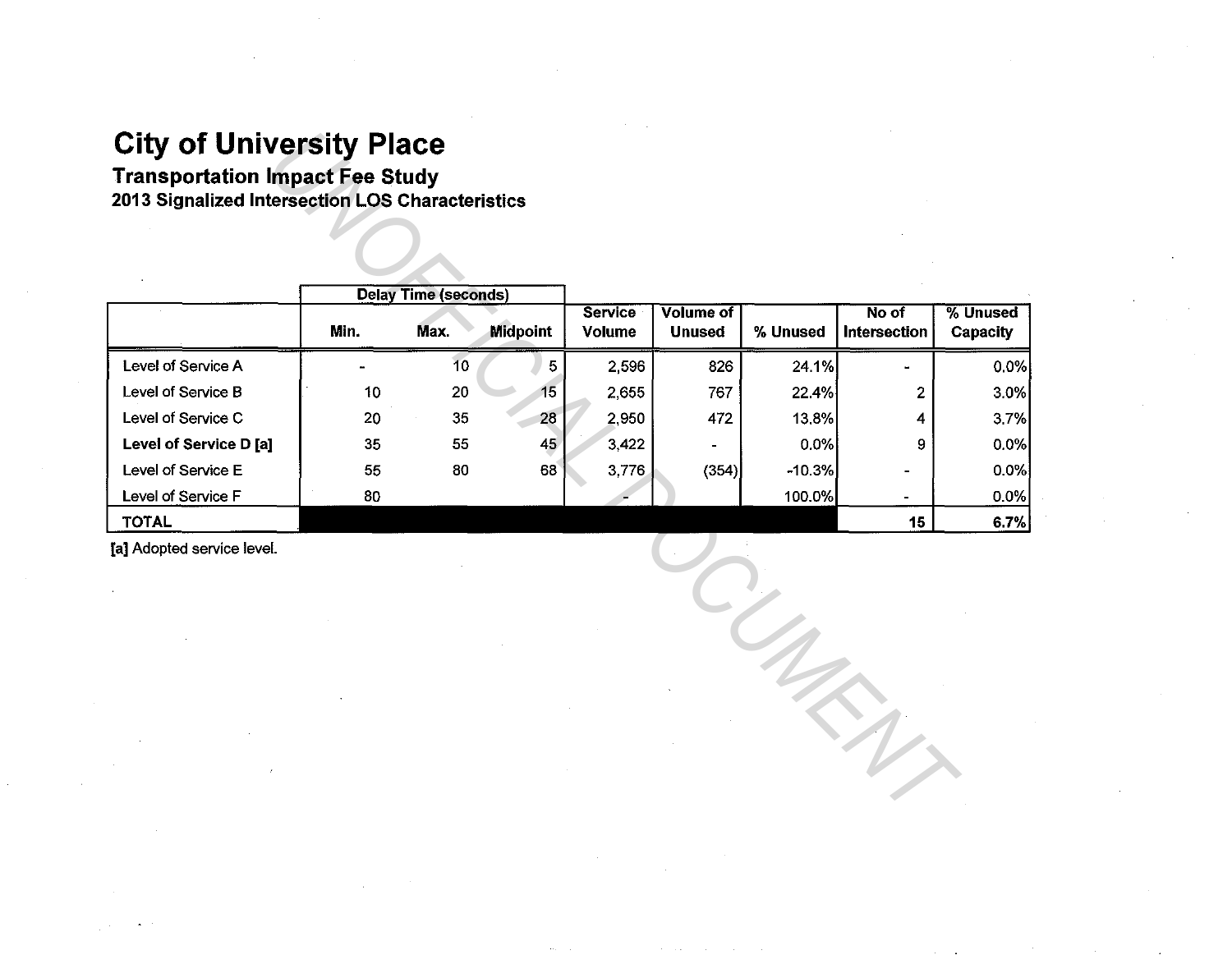# City of University Place

## Transportation Impact Fee Study

### 2013 Signalized Intersection LOS Characteristics

| | Delay Time (seconds) | | | | | | | |
|---|---|---|---|---|---|---|---|---|
| | Min. | Max. | Midpoint | Service Volume | Volume of Unused | % Unused | No of Intersection | % Unused Capacity |
| Level of Service A | - | 10 | 5 | 2,596 | 826 | 24.1% | - | 0.0% |
| Level of Service B | 10 | 20 | 15 | 2,655 | 767 | 22.4% | 2 | 3.0% |
| Level of Service C | 20 | 35 | 28 | 2,950 | 472 | 13.8% | 4 | 3.7% |
| **Level of Service D [a]** | 35 | 55 | 45 | 3,422 | - | 0.0% | 9 | 0.0% |
| Level of Service E | 55 | 80 | 68 | 3,776 | (354) | -10.3% | - | 0.0% |
| Level of Service F | 80 | | | - | | 100.0% | - | 0.0% |
| **TOTAL** | | | | | | | **15** | **6.7%** |

[a] Adopted service level.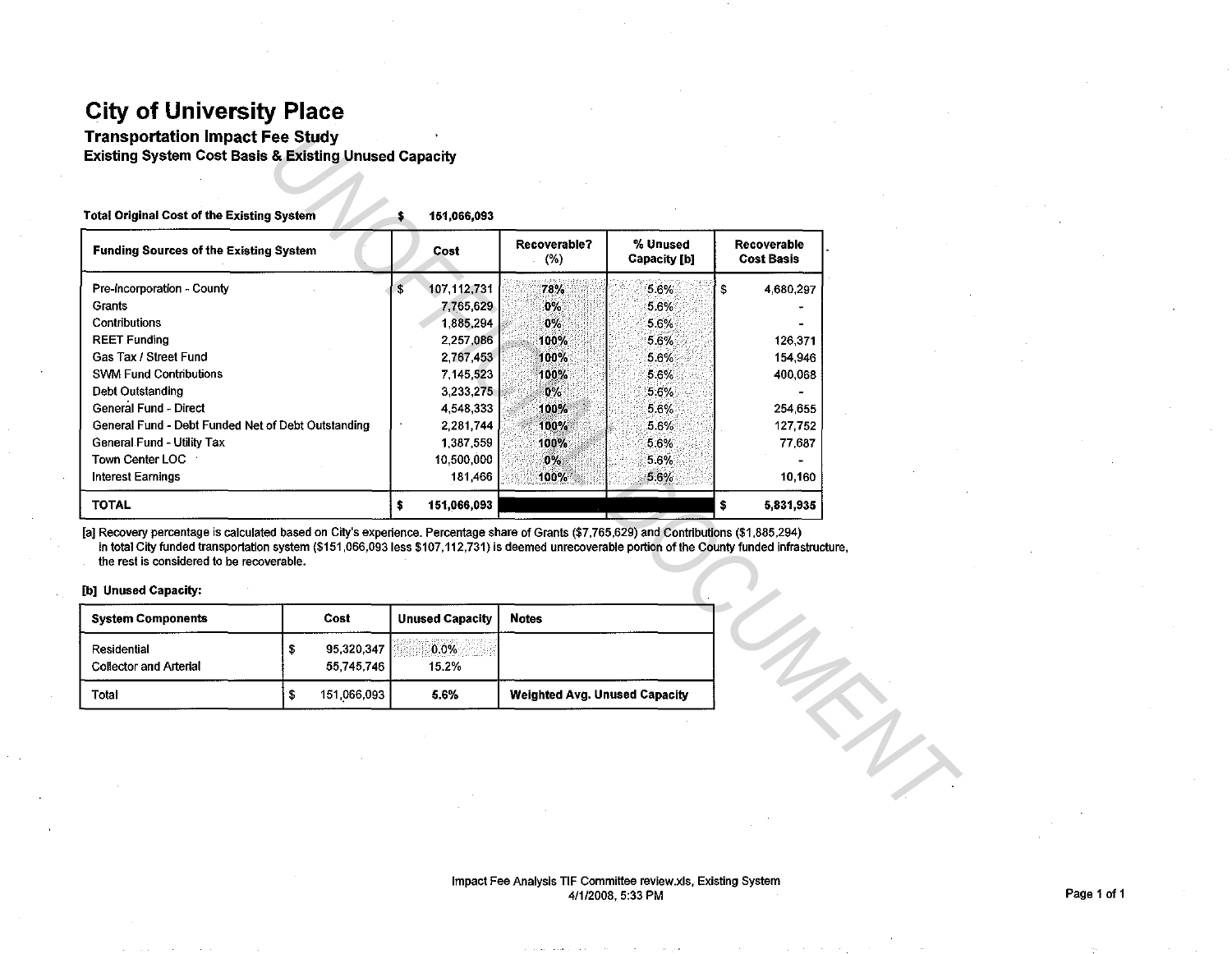# City of University Place

## Transportation Impact Fee Study

### Existing System Cost Basis & Existing Unused Capacity

**Total Original Cost of the Existing System** **$ 151,066,093**

| Funding Sources of the Existing System | Cost | Recoverable? (%) | % Unused Capacity [b] | Recoverable Cost Basis |
|---|---|---|---|---|
| Pre-Incorporation - County | $ 107,112,731 | 78% | 5.6% | $ 4,680,297 |
| Grants | 7,765,629 | 0% | 5.6% | - |
| Contributions | 1,885,294 | 0% | 5.6% | - |
| REET Funding | 2,257,086 | 100% | 5.6% | 126,371 |
| Gas Tax / Street Fund | 2,767,453 | 100% | 5.6% | 154,946 |
| SWM Fund Contributions | 7,145,523 | 100% | 5.6% | 400,068 |
| Debt Outstanding | 3,233,275 | 0% | 5.6% | - |
| General Fund - Direct | 4,548,333 | 100% | 5.6% | 254,655 |
| General Fund - Debt Funded Net of Debt Outstanding | 2,281,744 | 100% | 5.6% | 127,752 |
| General Fund - Utility Tax | 1,387,559 | 100% | 5.6% | 77,687 |
| Town Center LOC | 10,500,000 | 0% | 5.6% | - |
| Interest Earnings | 181,466 | 100% | 5.6% | 10,160 |
| **TOTAL** | **$ 151,066,093** | | | **$ 5,831,935** |

[a] Recovery percentage is calculated based on City's experience. Percentage share of Grants ($7,765,629) and Contributions ($1,885,294) in total City funded transportation system ($151,066,093 less $107,112,731) is deemed unrecoverable portion of the County funded infrastructure, the rest is considered to be recoverable.

**[b] Unused Capacity:**

| System Components | Cost | Unused Capacity | Notes |
|---|---|---|---|
| Residential | $ 95,320,347 | 0.0% | |
| Collector and Arterial | 55,745,746 | 15.2% | |
| Total | $ 151,066,093 | **5.6%** | **Weighted Avg. Unused Capacity** |

Impact Fee Analysis TIF Committee review.xls, Existing System
4/1/2008, 5:33 PM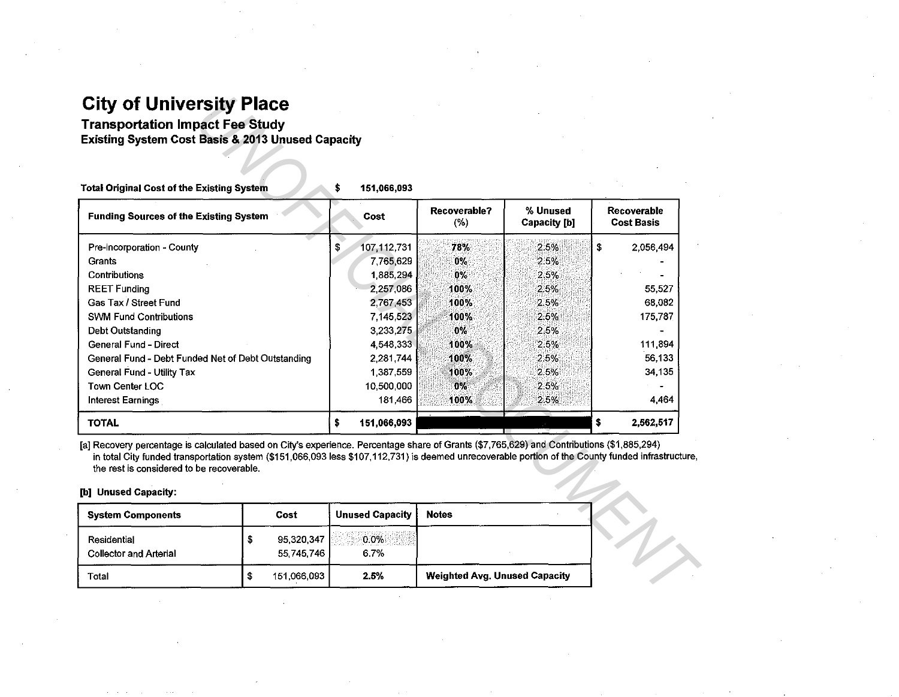# City of University Place

## Transportation Impact Fee Study

### Existing System Cost Basis & 2013 Unused Capacity

**Total Original Cost of the Existing System** $ **151,066,093**

| Funding Sources of the Existing System | Cost | Recoverable? (%) | % Unused Capacity [b] | Recoverable Cost Basis |
|---|---|---|---|---|
| Pre-incorporation - County | $ 107,112,731 | 78% | 2.5% | $ 2,056,494 |
| Grants | 7,765,629 | 0% | 2.5% | - |
| Contributions | 1,885,294 | 0% | 2.5% | - |
| REET Funding | 2,257,086 | 100% | 2.5% | 55,527 |
| Gas Tax / Street Fund | 2,767,453 | 100% | 2.5% | 68,082 |
| SWM Fund Contributions | 7,145,523 | 100% | 2.5% | 175,787 |
| Debt Outstanding | 3,233,275 | 0% | 2.5% | - |
| General Fund - Direct | 4,548,333 | 100% | 2.5% | 111,894 |
| General Fund - Debt Funded Net of Debt Outstanding | 2,281,744 | 100% | 2.5% | 56,133 |
| General Fund - Utility Tax | 1,387,559 | 100% | 2.5% | 34,135 |
| Town Center LOC | 10,500,000 | 0% | 2.5% | - |
| Interest Earnings | 181,466 | 100% | 2.5% | 4,464 |
| **TOTAL** | **$ 151,066,093** | | | **$ 2,562,517** |

[a] Recovery percentage is calculated based on City's experience. Percentage share of Grants ($7,765,629) and Contributions ($1,885,294) in total City funded transportation system ($151,066,093 less $107,112,731) is deemed unrecoverable portion of the County funded infrastructure, the rest is considered to be recoverable.

**[b] Unused Capacity:**

| System Components | Cost | Unused Capacity | Notes |
|---|---|---|---|
| Residential | $ 95,320,347 | 0.0% | |
| Collector and Arterial | 55,745,746 | 6.7% | |
| Total | $ 151,066,093 | **2.5%** | **Weighted Avg. Unused Capacity** |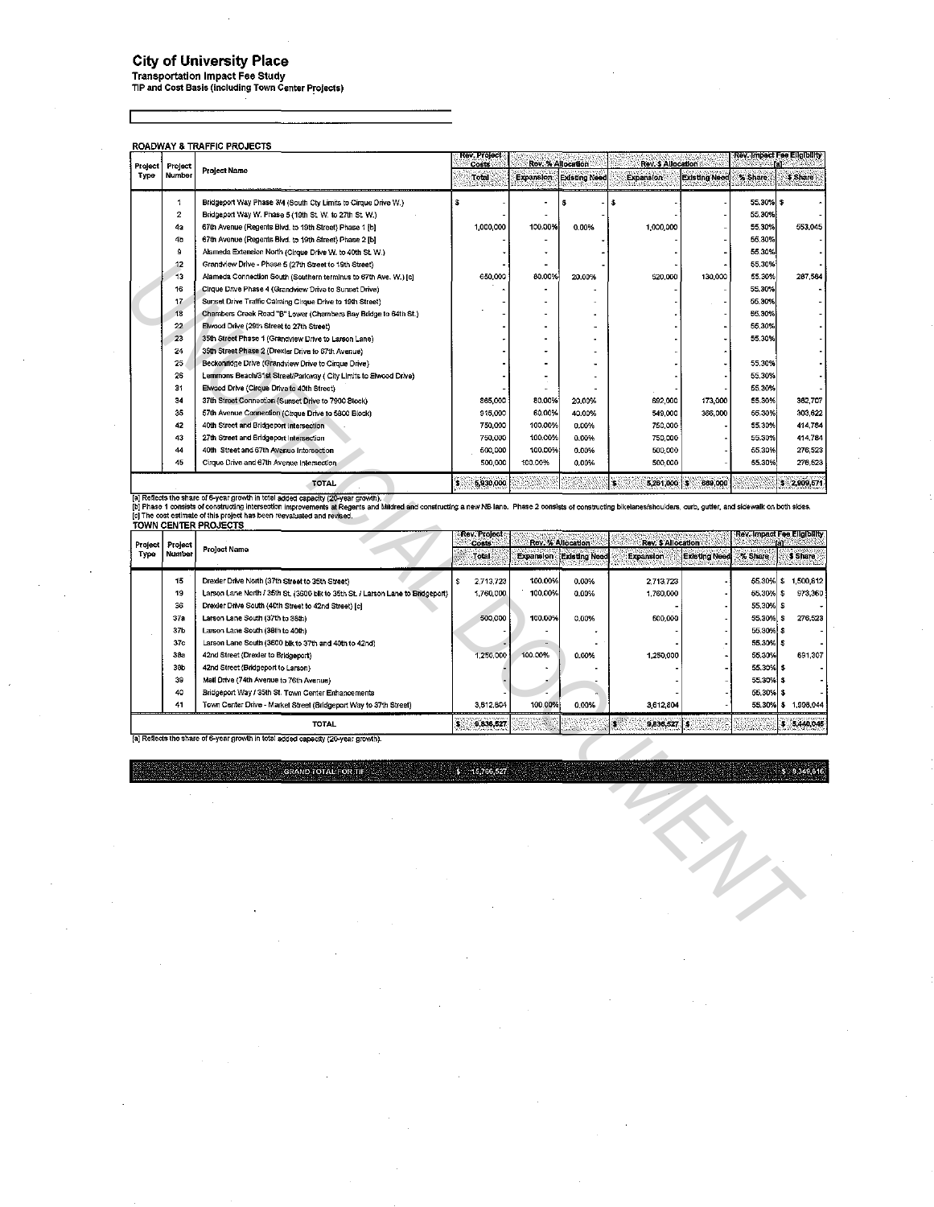# City of University Place

**Transportation Impact Fee Study**
**TIP and Cost Basis (including Town Center Projects)**

### ROADWAY & TRAFFIC PROJECTS

| Project Type | Project Number | Project Name | Rev. Project Costs | Rev. % Allocation | | Rev. $ Allocation | | Rev. Impact Fee Eligibility [a] | |
|---|---|---|---|---|---|---|---|---|---|
| | | | Total | Expansion | Existing Need | Expansion | Existing Need | % Share | $ Share |
| | 1 | Bridgeport Way Phase 3/4 (South City Limits to Cirque Drive W.) | $ - | - | $ - | $ - | - | 55.30% | $ - |
| | 2 | Bridgeport Way W. Phase 5 (19th St. W. to 27th St. W.) | - | - | | - | - | 55.30% | - |
| | 4a | 67th Avenue (Regents Blvd. to 19th Street) Phase 1 [b] | 1,000,000 | 100.00% | 0.00% | 1,000,000 | - | 55.30% | 553,045 |
| | 4b | 67th Avenue (Regents Blvd. to 19th Street) Phase 2 [b] | - | - | - | - | - | 55.30% | - |
| | 9 | Alameda Extension North (Cirque Drive W. to 40th St. W.) | - | - | - | - | - | 55.30% | - |
| | 12 | Grandview Drive - Phase 5 (27th Street to 19th Street) | - | - | - | - | - | 55.30% | - |
| | 13 | Alameda Connection South (Southern terminus to 67th Ave. W.) [c] | 650,000 | 80.00% | 20.00% | 520,000 | 130,000 | 55.30% | 287,584 |
| | 16 | Cirque Drive Phase 4 (Grandview Drive to Sunset Drive) | - | - | - | - | - | 55.30% | - |
| | 17 | Sunset Drive Traffic Calming Cirque Drive to 19th Street) | - | - | - | - | - | 55.30% | - |
| | 18 | Chambers Creek Road "B" Lower (Chambers Bay Bridge to 64th St.) | - | - | - | - | - | 55.30% | - |
| | 22 | Elwood Drive (29th Street to 27th Street) | - | - | - | - | - | 55.30% | - |
| | 23 | 35th Street Phase 1 (Grandview Drive to Larson Lane) | - | - | - | - | - | 55.30% | - |
| | 24 | 35th Street Phase 2 (Drexler Drive to 67th Avenue) | - | - | - | - | - | | |
| | 25 | Beckonridge Drive (Grandview Drive to Cirque Drive) | - | - | - | - | - | 55.30% | - |
| | 26 | Lemmons Beach/31st Street/Parkway ( City Limits to Elwood Drive) | - | - | - | - | - | 55.30% | - |
| | 31 | Elwood Drive (Cirque Drive to 40th Street) | - | - | - | - | - | 55.30% | - |
| | 34 | 37th Street Connection (Sunset Drive to 7900 Block) | 865,000 | 80.00% | 20.00% | 692,000 | 173,000 | 55.30% | 382,707 |
| | 35 | 57th Avenue Connection (Cirque Drive to 5800 Block) | 915,000 | 60.00% | 40.00% | 549,000 | 366,000 | 55.30% | 303,622 |
| | 42 | 40th Street and Bridgeport Intersection | 750,000 | 100.00% | 0.00% | 750,000 | - | 55.30% | 414,784 |
| | 43 | 27th Street and Bridgeport Intersection | 750,000 | 100.00% | 0.00% | 750,000 | - | 55.30% | 414,784 |
| | 44 | 40th Street and 67th Avenue Intersection | 500,000 | 100.00% | 0.00% | 500,000 | - | 55.30% | 276,523 |
| | 45 | Cirque Drive and 67th Avenue Intersection | 500,000 | 100.00% | 0.00% | 500,000 | - | 55.30% | 276,523 |
| | | TOTAL | $ 5,930,000 | | | $ 5,261,000 | $ 669,000 | | $ 2,909,571 |

[a] Reflects the share of 6-year growth in total added capacity (20-year growth).
[b] Phase 1 consists of constructing intersection improvements at Regents and Mildred and constructing a new NB lane. Phase 2 consists of constructing bikelanes/shoulders, curb, gutter, and sidewalk on both sides.
[c] The cost estimate of this project has been reevaluated and revised.

### TOWN CENTER PROJECTS

| Project Type | Project Number | Project Name | Rev. Project Costs | Rev. % Allocation | | Rev. $ Allocation | | Rev. Impact Fee Eligibility [a] | |
|---|---|---|---|---|---|---|---|---|---|
| | | | Total | Expansion | Existing Need | Expansion | Existing Need | % Share | $ Share |
| | 15 | Drexler Drive North (37th Street to 35th Street) | $ 2,713,723 | 100.00% | 0.00% | 2,713,723 | - | 55.30% | $ 1,500,812 |
| | 19 | Larson Lane North / 35th St. (3600 blk to 35th St. / Larson Lane to Bridgeport) | 1,760,000 | 100.00% | 0.00% | 1,760,000 | - | 55.30% | $ 973,360 |
| | 36 | Drexler Drive South (40th Street to 42nd Street) [c] | - | - | - | - | - | 55.30% | $ - |
| | 37a | Larson Lane South (37th to 38th) | 500,000 | 100.00% | 0.00% | 500,000 | - | 55.30% | $ 276,523 |
| | 37b | Larson Lane South (38th to 40th) | - | - | - | - | - | 55.30% | $ - |
| | 37c | Larson Lane South (3600 blk to 37th and 40th to 42nd) | - | - | - | - | - | 55.30% | $ - |
| | 38a | 42nd Street (Drexler to Bridgeport) | 1,250,000 | 100.00% | 0.00% | 1,250,000 | - | 55.30% | 691,307 |
| | 38b | 42nd Street (Bridgeport to Larson) | - | - | - | - | - | 55.30% | $ - |
| | 39 | Mall Drive (74th Avenue to 76th Avenue) | - | - | - | - | - | 55.30% | $ - |
| | 40 | Bridgeport Way / 35th St. Town Center Enhancements | - | - | - | - | - | 55.30% | $ - |
| | 41 | Town Center Drive - Market Street (Bridgeport Way to 37th Street) | 3,612,804 | 100.00% | 0.00% | 3,612,804 | - | 55.30% | $ 1,998,044 |
| | | TOTAL | $ 9,836,527 | | | $ 9,836,527 | $ - | | $ 5,440,045 |

[a] Reflects the share of 6-year growth in total added capacity (20-year growth).

| | | |
|---|---|---|
| GRAND TOTAL FOR TIF | $ 15,766,527 | $ 8,349,616 |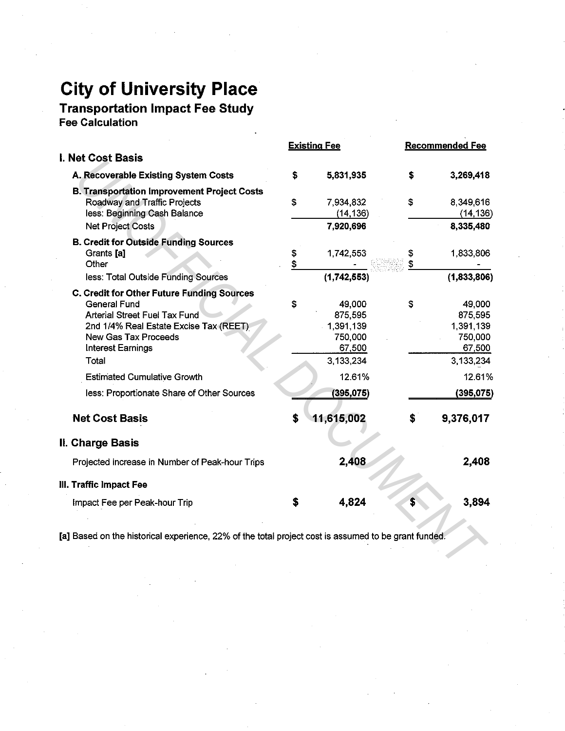# City of University Place

## Transportation Impact Fee Study

### Fee Calculation

| | Existing Fee | Recommended Fee |
|---|---|---|
| **I. Net Cost Basis** | | |
| **A. Recoverable Existing System Costs** | **$ 5,831,935** | **$ 3,269,418** |
| **B. Transportation Improvement Project Costs** | | |
| Roadway and Traffic Projects | $ 7,934,832 | $ 8,349,616 |
| less: Beginning Cash Balance | (14,136) | (14,136) |
| Net Project Costs | **7,920,696** | **8,335,480** |
| **B. Credit for Outside Funding Sources** | | |
| Grants **[a]** | $ 1,742,553 | $ 1,833,806 |
| Other | $ - | $ - |
| less: Total Outside Funding Sources | **(1,742,553)** | **(1,833,806)** |
| **C. Credit for Other Future Funding Sources** | | |
| General Fund | $ 49,000 | $ 49,000 |
| Arterial Street Fuel Tax Fund | 875,595 | 875,595 |
| 2nd 1/4% Real Estate Excise Tax (REET) | 1,391,139 | 1,391,139 |
| New Gas Tax Proceeds | 750,000 | 750,000 |
| Interest Earnings | 67,500 | 67,500 |
| Total | 3,133,234 | 3,133,234 |
| Estimated Cumulative Growth | 12.61% | 12.61% |
| less: Proportionate Share of Other Sources | **(395,075)** | **(395,075)** |
| **Net Cost Basis** | **$ 11,615,002** | **$ 9,376,017** |
| **II. Charge Basis** | | |
| Projected increase in Number of Peak-hour Trips | **2,408** | **2,408** |
| **III. Traffic Impact Fee** | | |
| Impact Fee per Peak-hour Trip | **$ 4,824** | **$ 3,894** |

**[a]** Based on the historical experience, 22% of the total project cost is assumed to be grant funded.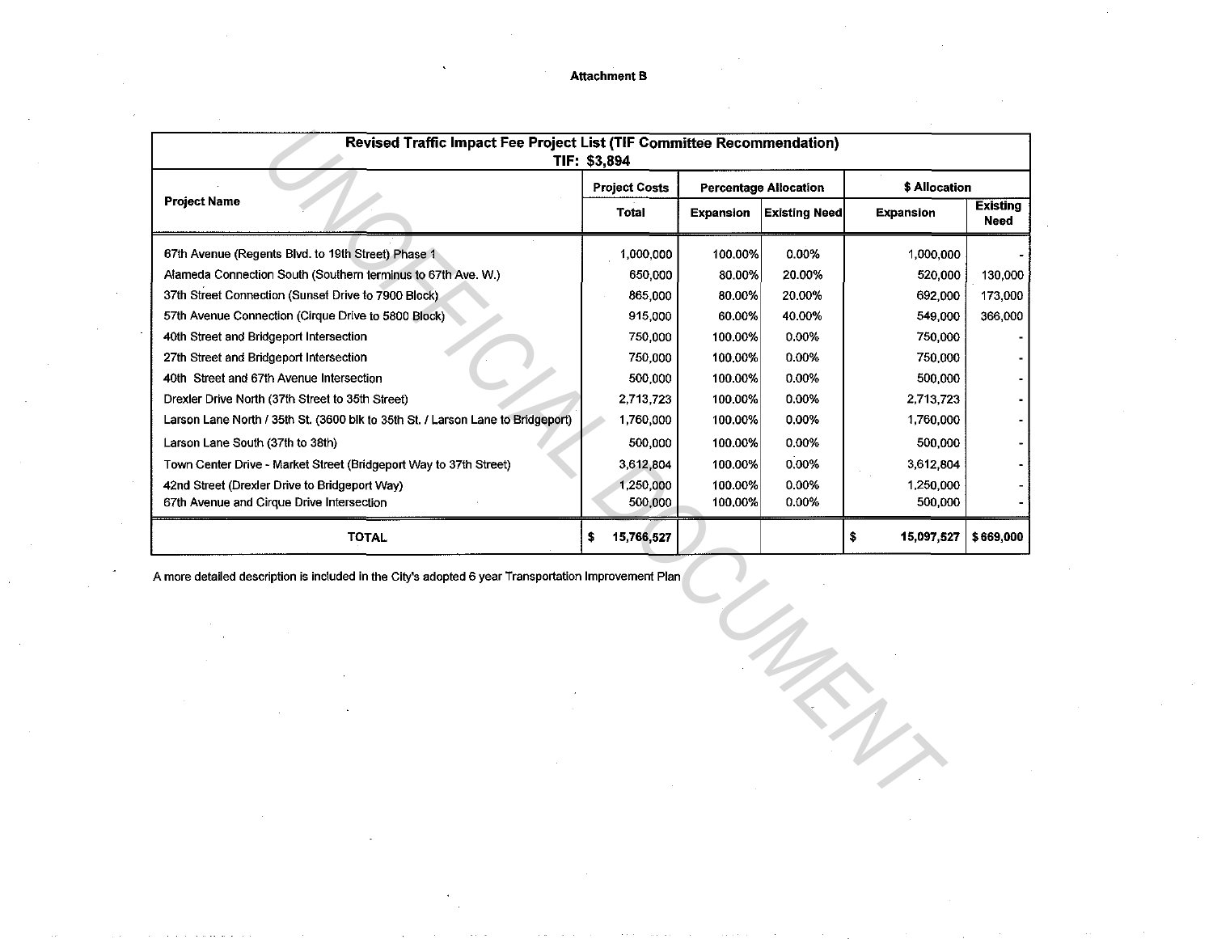**Attachment B**

| Revised Traffic Impact Fee Project List (TIF Committee Recommendation) TIF: $3,894 | | | | | |
|---|---|---|---|---|---|
| **Project Name** | **Project Costs** | **Percentage Allocation** | | **$ Allocation** | |
| | **Total** | **Expansion** | **Existing Need** | **Expansion** | **Existing Need** |
| 67th Avenue (Regents Blvd. to 19th Street) Phase 1 | 1,000,000 | 100.00% | 0.00% | 1,000,000 | - |
| Alameda Connection South (Southern terminus to 67th Ave. W.) | 650,000 | 80.00% | 20.00% | 520,000 | 130,000 |
| 37th Street Connection (Sunset Drive to 7900 Block) | 865,000 | 80.00% | 20.00% | 692,000 | 173,000 |
| 57th Avenue Connection (Cirque Drive to 5800 Block) | 915,000 | 60.00% | 40.00% | 549,000 | 366,000 |
| 40th Street and Bridgeport Intersection | 750,000 | 100.00% | 0.00% | 750,000 | - |
| 27th Street and Bridgeport Intersection | 750,000 | 100.00% | 0.00% | 750,000 | - |
| 40th Street and 67th Avenue Intersection | 500,000 | 100.00% | 0.00% | 500,000 | - |
| Drexler Drive North (37th Street to 35th Street) | 2,713,723 | 100.00% | 0.00% | 2,713,723 | - |
| Larson Lane North / 35th St. (3600 blk to 35th St. / Larson Lane to Bridgeport) | 1,760,000 | 100.00% | 0.00% | 1,760,000 | - |
| Larson Lane South (37th to 38th) | 500,000 | 100.00% | 0.00% | 500,000 | - |
| Town Center Drive - Market Street (Bridgeport Way to 37th Street) | 3,612,804 | 100.00% | 0.00% | 3,612,804 | - |
| 42nd Street (Drexler Drive to Bridgeport Way) | 1,250,000 | 100.00% | 0.00% | 1,250,000 | - |
| 67th Avenue and Cirque Drive Intersection | 500,000 | 100.00% | 0.00% | 500,000 | - |
| **TOTAL** | **$ 15,766,527** | | | **$ 15,097,527** | **$ 669,000** |

A more detailed description is included in the City's adopted 6 year Transportation Improvement Plan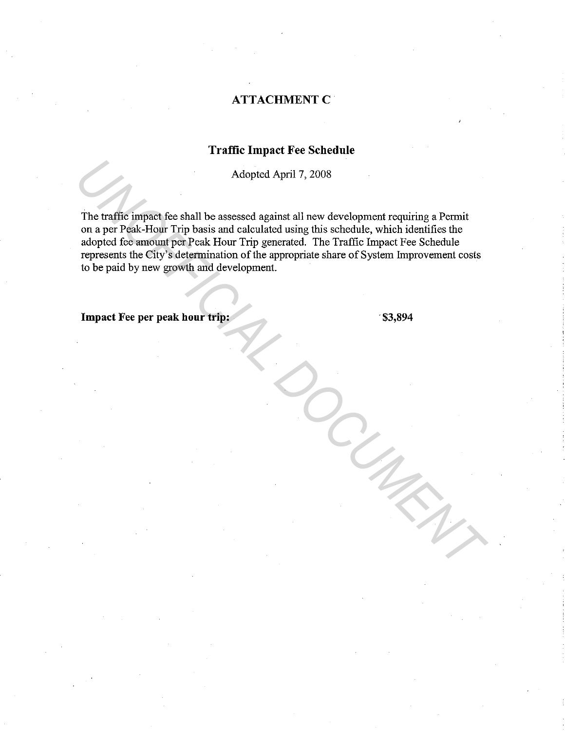# ATTACHMENT C

## Traffic Impact Fee Schedule

Adopted April 7, 2008

The traffic impact fee shall be assessed against all new development requiring a Permit on a per Peak-Hour Trip basis and calculated using this schedule, which identifies the adopted fee amount per Peak Hour Trip generated. The Traffic Impact Fee Schedule represents the City's determination of the appropriate share of System Improvement costs to be paid by new growth and development.

**Impact Fee per peak hour trip:** **$3,894**